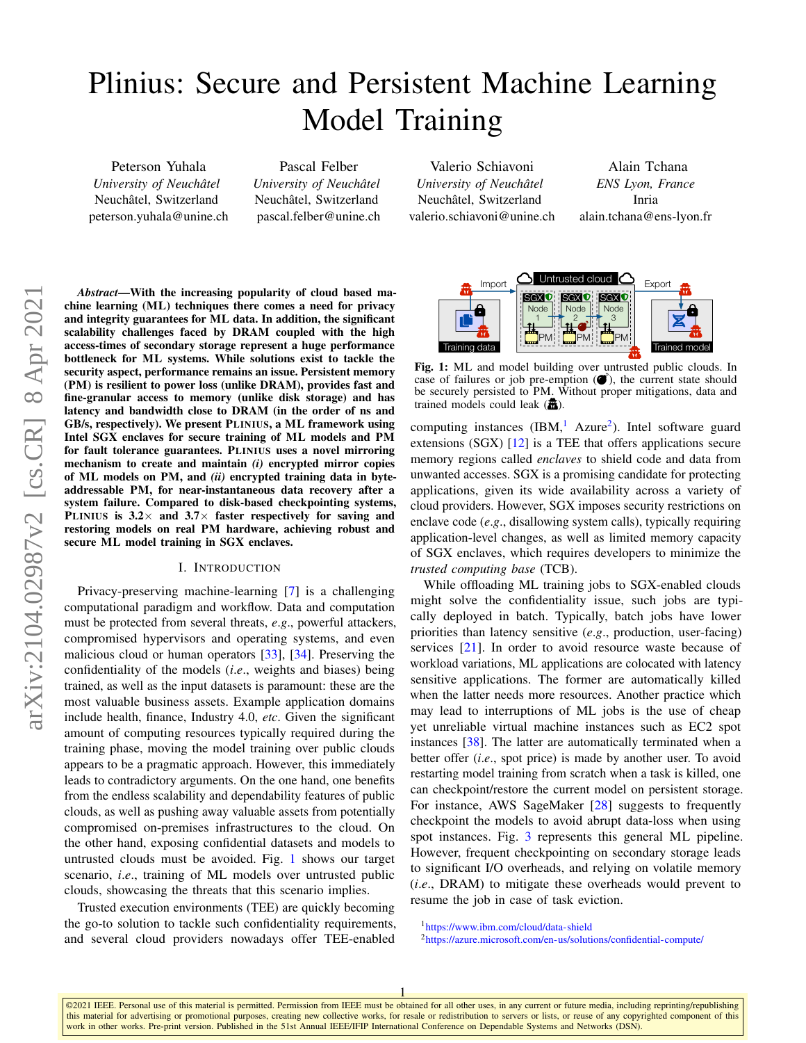# Plinius: Secure and Persistent Machine Learning Model Training

Peterson Yuhala
*University of Neuchâtel*
Neuchâtel, Switzerland
peterson.yuhala@unine.ch

Pascal Felber
*University of Neuchâtel*
Neuchâtel, Switzerland
pascal.felber@unine.ch

Valerio Schiavoni
*University of Neuchâtel*
Neuchâtel, Switzerland
valerio.schiavoni@unine.ch

Alain Tchana
*ENS Lyon, France*
Inria
alain.tchana@ens-lyon.fr

***Abstract*—With the increasing popularity of cloud based machine learning (ML) techniques there comes a need for privacy and integrity guarantees for ML data. In addition, the significant scalability challenges faced by DRAM coupled with the high access-times of secondary storage represent a huge performance bottleneck for ML systems. While solutions exist to tackle the security aspect, performance remains an issue. Persistent memory (PM) is resilient to power loss (unlike DRAM), provides fast and fine-granular access to memory (unlike disk storage) and has latency and bandwidth close to DRAM (in the order of ns and GB/s, respectively). We present PLINIUS, a ML framework using Intel SGX enclaves for secure training of ML models and PM for fault tolerance guarantees. PLINIUS uses a novel mirroring mechanism to create and maintain *(i)* encrypted mirror copies of ML models on PM, and *(ii)* encrypted training data in byte-addressable PM, for near-instantaneous data recovery after a system failure. Compared to disk-based checkpointing systems, PLINIUS is 3.2× and 3.7× faster respectively for saving and restoring models on real PM hardware, achieving robust and secure ML model training in SGX enclaves.**

## I. Introduction

Privacy-preserving machine-learning [7] is a challenging computational paradigm and workflow. Data and computation must be protected from several threats, *e.g*., powerful attackers, compromised hypervisors and operating systems, and even malicious cloud or human operators [33], [34]. Preserving the confidentiality of the models (*i.e*., weights and biases) being trained, as well as the input datasets is paramount: these are the most valuable business assets. Example application domains include health, finance, Industry 4.0, *etc*. Given the significant amount of computing resources typically required during the training phase, moving the model training over public clouds appears to be a pragmatic approach. However, this immediately leads to contradictory arguments. On the one hand, one benefits from the endless scalability and dependability features of public clouds, as well as pushing away valuable assets from potentially compromised on-premises infrastructures to the cloud. On the other hand, exposing confidential datasets and models to untrusted clouds must be avoided. Fig. 1 shows our target scenario, *i.e*., training of ML models over untrusted public clouds, showcasing the threats that this scenario implies.

Trusted execution environments (TEE) are quickly becoming the go-to solution to tackle such confidentiality requirements, and several cloud providers nowadays offer TEE-enabled computing instances (IBM,[1] Azure[2]). Intel software guard extensions (SGX) [12] is a TEE that offers applications secure memory regions called *enclaves* to shield code and data from unwanted accesses. SGX is a promising candidate for protecting applications, given its wide availability across a variety of cloud providers. However, SGX imposes security restrictions on enclave code (*e.g*., disallowing system calls), typically requiring application-level changes, as well as limited memory capacity of SGX enclaves, which requires developers to minimize the *trusted computing base* (TCB).

**Fig. 1:** ML and model building over untrusted public clouds. In case of failures or job pre-emption, the current state should be securely persisted to PM. Without proper mitigations, data and trained models could leak.

While offloading ML training jobs to SGX-enabled clouds might solve the confidentiality issue, such jobs are typically deployed in batch. Typically, batch jobs have lower priorities than latency sensitive (*e.g*., production, user-facing) services [21]. In order to avoid resource waste because of workload variations, ML applications are colocated with latency sensitive applications. The former are automatically killed when the latter needs more resources. Another practice which may lead to interruptions of ML jobs is the use of cheap yet unreliable virtual machine instances such as EC2 spot instances [38]. The latter are automatically terminated when a better offer (*i.e*., spot price) is made by another user. To avoid restarting model training from scratch when a task is killed, one can checkpoint/restore the current model on persistent storage. For instance, AWS SageMaker [28] suggests to frequently checkpoint the models to avoid abrupt data-loss when using spot instances. Fig. 3 represents this general ML pipeline. However, frequent checkpointing on secondary storage leads to significant I/O overheads, and relying on volatile memory (*i.e*., DRAM) to mitigate these overheads would prevent to resume the job in case of task eviction.

[1] https://www.ibm.com/cloud/data-shield
[2] https://azure.microsoft.com/en-us/solutions/confidential-compute/

©2021 IEEE. Personal use of this material is permitted. Permission from IEEE must be obtained for all other uses, in any current or future media, including reprinting/republishing this material for advertising or promotional purposes, creating new collective works, for resale or redistribution to servers or lists, or reuse of any copyrighted component of this work in other works. Pre-print version. Published in the 51st Annual IEEE/IFIP International Conference on Dependable Systems and Networks (DSN).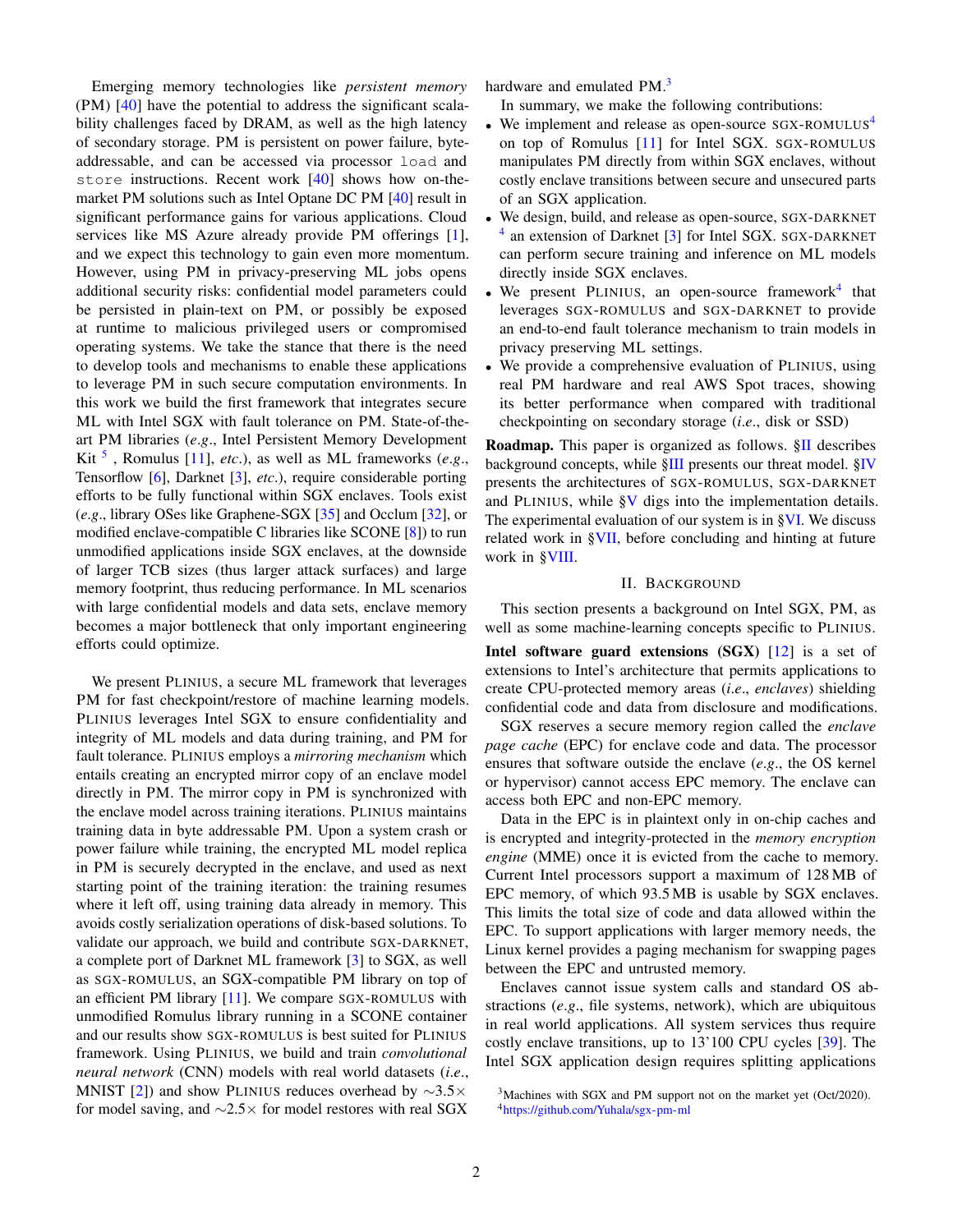Emerging memory technologies like *persistent memory* (PM) [40] have the potential to address the significant scalability challenges faced by DRAM, as well as the high latency of secondary storage. PM is persistent on power failure, byte-addressable, and can be accessed via processor `load` and `store` instructions. Recent work [40] shows how on-the-market PM solutions such as Intel Optane DC PM [40] result in significant performance gains for various applications. Cloud services like MS Azure already provide PM offerings [1], and we expect this technology to gain even more momentum. However, using PM in privacy-preserving ML jobs opens additional security risks: confidential model parameters could be persisted in plain-text on PM, or possibly be exposed at runtime to malicious privileged users or compromised operating systems. We take the stance that there is the need to develop tools and mechanisms to enable these applications to leverage PM in such secure computation environments. In this work we build the first framework that integrates secure ML with Intel SGX with fault tolerance on PM. State-of-the-art PM libraries (*e.g.*, Intel Persistent Memory Development Kit [5] , Romulus [11], *etc.*), as well as ML frameworks (*e.g.*, Tensorflow [6], Darknet [3], *etc.*), require considerable porting efforts to be fully functional within SGX enclaves. Tools exist (*e.g.*, library OSes like Graphene-SGX [35] and Occlum [32], or modified enclave-compatible C libraries like SCONE [8]) to run unmodified applications inside SGX enclaves, at the downside of larger TCB sizes (thus larger attack surfaces) and large memory footprint, thus reducing performance. In ML scenarios with large confidential models and data sets, enclave memory becomes a major bottleneck that only important engineering efforts could optimize.

We present PLINIUS, a secure ML framework that leverages PM for fast checkpoint/restore of machine learning models. PLINIUS leverages Intel SGX to ensure confidentiality and integrity of ML models and data during training, and PM for fault tolerance. PLINIUS employs a *mirroring mechanism* which entails creating an encrypted mirror copy of an enclave model directly in PM. The mirror copy in PM is synchronized with the enclave model across training iterations. PLINIUS maintains training data in byte addressable PM. Upon a system crash or power failure while training, the encrypted ML model replica in PM is securely decrypted in the enclave, and used as next starting point of the training iteration: the training resumes where it left off, using training data already in memory. This avoids costly serialization operations of disk-based solutions. To validate our approach, we build and contribute SGX-DARKNET, a complete port of Darknet ML framework [3] to SGX, as well as SGX-ROMULUS, an SGX-compatible PM library on top of an efficient PM library [11]. We compare SGX-ROMULUS with unmodified Romulus library running in a SCONE container and our results show SGX-ROMULUS is best suited for PLINIUS framework. Using PLINIUS, we build and train *convolutional neural network* (CNN) models with real world datasets (*i.e.*, MNIST [2]) and show PLINIUS reduces overhead by $\sim 3.5\times$ for model saving, and $\sim 2.5\times$ for model restores with real SGX hardware and emulated PM.[3]

In summary, we make the following contributions:

- We implement and release as open-source SGX-ROMULUS[4] on top of Romulus [11] for Intel SGX. SGX-ROMULUS manipulates PM directly from within SGX enclaves, without costly enclave transitions between secure and unsecured parts of an SGX application.
- We design, build, and release as open-source, SGX-DARKNET [4] an extension of Darknet [3] for Intel SGX. SGX-DARKNET can perform secure training and inference on ML models directly inside SGX enclaves.
- We present PLINIUS, an open-source framework[4] that leverages SGX-ROMULUS and SGX-DARKNET to provide an end-to-end fault tolerance mechanism to train models in privacy preserving ML settings.
- We provide a comprehensive evaluation of PLINIUS, using real PM hardware and real AWS Spot traces, showing its better performance when compared with traditional checkpointing on secondary storage (*i.e.*, disk or SSD)

**Roadmap.** This paper is organized as follows. §II describes background concepts, while §III presents our threat model. §IV presents the architectures of SGX-ROMULUS, SGX-DARKNET and PLINIUS, while §V digs into the implementation details. The experimental evaluation of our system is in §VI. We discuss related work in §VII, before concluding and hinting at future work in §VIII.

## II. BACKGROUND

This section presents a background on Intel SGX, PM, as well as some machine-learning concepts specific to PLINIUS.

**Intel software guard extensions (SGX)** [12] is a set of extensions to Intel's architecture that permits applications to create CPU-protected memory areas (*i.e.*, *enclaves*) shielding confidential code and data from disclosure and modifications.

SGX reserves a secure memory region called the *enclave page cache* (EPC) for enclave code and data. The processor ensures that software outside the enclave (*e.g.*, the OS kernel or hypervisor) cannot access EPC memory. The enclave can access both EPC and non-EPC memory.

Data in the EPC is in plaintext only in on-chip caches and is encrypted and integrity-protected in the *memory encryption engine* (MME) once it is evicted from the cache to memory. Current Intel processors support a maximum of 128 MB of EPC memory, of which 93.5 MB is usable by SGX enclaves. This limits the total size of code and data allowed within the EPC. To support applications with larger memory needs, the Linux kernel provides a paging mechanism for swapping pages between the EPC and untrusted memory.

Enclaves cannot issue system calls and standard OS abstractions (*e.g.*, file systems, network), which are ubiquitous in real world applications. All system services thus require costly enclave transitions, up to 13'100 CPU cycles [39]. The Intel SGX application design requires splitting applications

[3] Machines with SGX and PM support not on the market yet (Oct/2020).
[4] https://github.com/Yuhala/sgx-pm-ml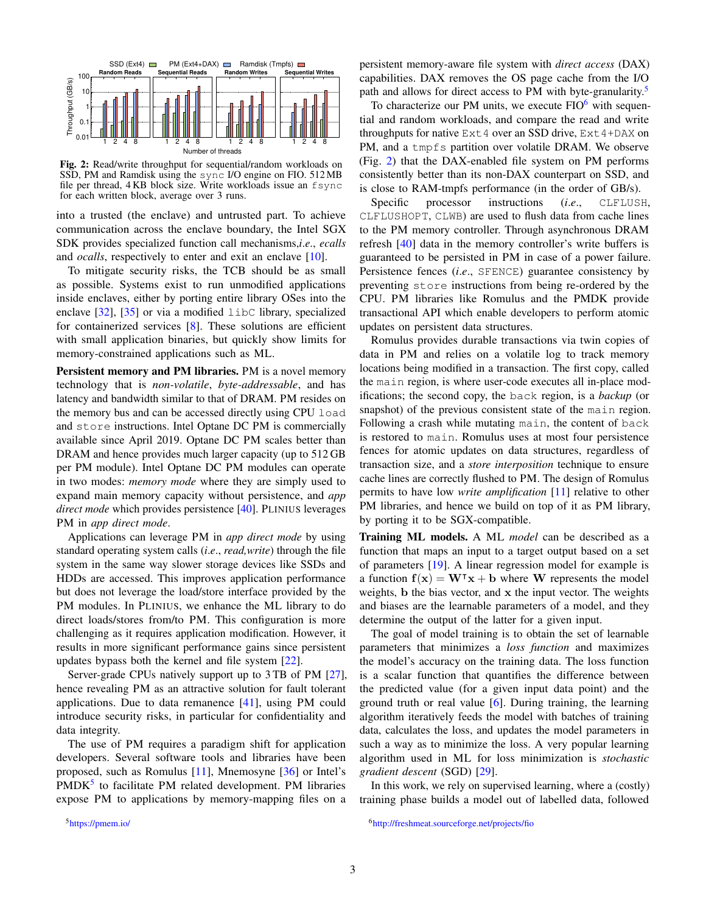Fig. 2: Read/write throughput for sequential/random workloads on SSD, PM and Ramdisk using the `sync` I/O engine on FIO. 512 MB file per thread, 4 KB block size. Write workloads issue an `fsync` for each written block, average over 3 runs.

into a trusted (the enclave) and untrusted part. To achieve communication across the enclave boundary, the Intel SGX SDK provides specialized function call mechanisms,*i.e.*, *ecalls* and *ocalls*, respectively to enter and exit an enclave [10].

To mitigate security risks, the TCB should be as small as possible. Systems exist to run unmodified applications inside enclaves, either by porting entire library OSes into the enclave [32], [35] or via a modified `libc` library, specialized for containerized services [8]. These solutions are efficient with small application binaries, but quickly show limits for memory-constrained applications such as ML.

**Persistent memory and PM libraries.** PM is a novel memory technology that is *non-volatile*, *byte-addressable*, and has latency and bandwidth similar to that of DRAM. PM resides on the memory bus and can be accessed directly using CPU `load` and `store` instructions. Intel Optane DC PM is commercially available since April 2019. Optane DC PM scales better than DRAM and hence provides much larger capacity (up to 512 GB per PM module). Intel Optane DC PM modules can operate in two modes: *memory mode* where they are simply used to expand main memory capacity without persistence, and *app direct mode* which provides persistence [40]. PLINIUS leverages PM in *app direct mode*.

Applications can leverage PM in *app direct mode* by using standard operating system calls (*i.e*., *read,write*) through the file system in the same way slower storage devices like SSDs and HDDs are accessed. This improves application performance but does not leverage the load/store interface provided by the PM modules. In PLINIUS, we enhance the ML library to do direct loads/stores from/to PM. This configuration is more challenging as it requires application modification. However, it results in more significant performance gains since persistent updates bypass both the kernel and file system [22].

Server-grade CPUs natively support up to 3 TB of PM [27], hence revealing PM as an attractive solution for fault tolerant applications. Due to data remanence [41], using PM could introduce security risks, in particular for confidentiality and data integrity.

The use of PM requires a paradigm shift for application developers. Several software tools and libraries have been proposed, such as Romulus [11], Mnemosyne [36] or Intel's PMDK[5] to facilitate PM related development. PM libraries expose PM to applications by memory-mapping files on a persistent memory-aware file system with *direct access* (DAX) capabilities. DAX removes the OS page cache from the I/O path and allows for direct access to PM with byte-granularity.[5]

To characterize our PM units, we execute FIO[6] with sequential and random workloads, and compare the read and write throughputs for native `Ext4` over an SSD drive, `Ext4+DAX` on PM, and a `tmpfs` partition over volatile DRAM. We observe (Fig. 2) that the DAX-enabled file system on PM performs consistently better than its non-DAX counterpart on SSD, and is close to RAM-tmpfs performance (in the order of GB/s).

Specific processor instructions (*i.e*., `CLFLUSH`, `CLFLUSHOPT`, `CLWB`) are used to flush data from cache lines to the PM memory controller. Through asynchronous DRAM refresh [40] data in the memory controller's write buffers is guaranteed to be persisted in PM in case of a power failure. Persistence fences (*i.e*., `SFENCE`) guarantee consistency by preventing `store` instructions from being re-ordered by the CPU. PM libraries like Romulus and the PMDK provide transactional API which enable developers to perform atomic updates on persistent data structures.

Romulus provides durable transactions via twin copies of data in PM and relies on a volatile log to track memory locations being modified in a transaction. The first copy, called the `main` region, is where user-code executes all in-place modifications; the second copy, the `back` region, is a *backup* (or snapshot) of the previous consistent state of the `main` region. Following a crash while mutating `main`, the content of `back` is restored to `main`. Romulus uses at most four persistence fences for atomic updates on data structures, regardless of transaction size, and a *store interposition* technique to ensure cache lines are correctly flushed to PM. The design of Romulus permits to have low *write amplification* [11] relative to other PM libraries, and hence we build on top of it as PM library, by porting it to be SGX-compatible.

**Training ML models.** A ML *model* can be described as a function that maps an input to a target output based on a set of parameters [19]. A linear regression model for example is a function $\mathbf{f}(\mathbf{x}) = \mathbf{W}^\intercal\mathbf{x} + \mathbf{b}$ where $\mathbf{W}$ represents the model weights, $\mathbf{b}$ the bias vector, and $\mathbf{x}$ the input vector. The weights and biases are the learnable parameters of a model, and they determine the output of the latter for a given input.

The goal of model training is to obtain the set of learnable parameters that minimizes a *loss function* and maximizes the model's accuracy on the training data. The loss function is a scalar function that quantifies the difference between the predicted value (for a given input data point) and the ground truth or real value [6]. During training, the learning algorithm iteratively feeds the model with batches of training data, calculates the loss, and updates the model parameters in such a way as to minimize the loss. A very popular learning algorithm used in ML for loss minimization is *stochastic gradient descent* (SGD) [29].

In this work, we rely on supervised learning, where a (costly) training phase builds a model out of labelled data, followed

[5] https://pmem.io/

[6] http://freshmeat.sourceforge.net/projects/fio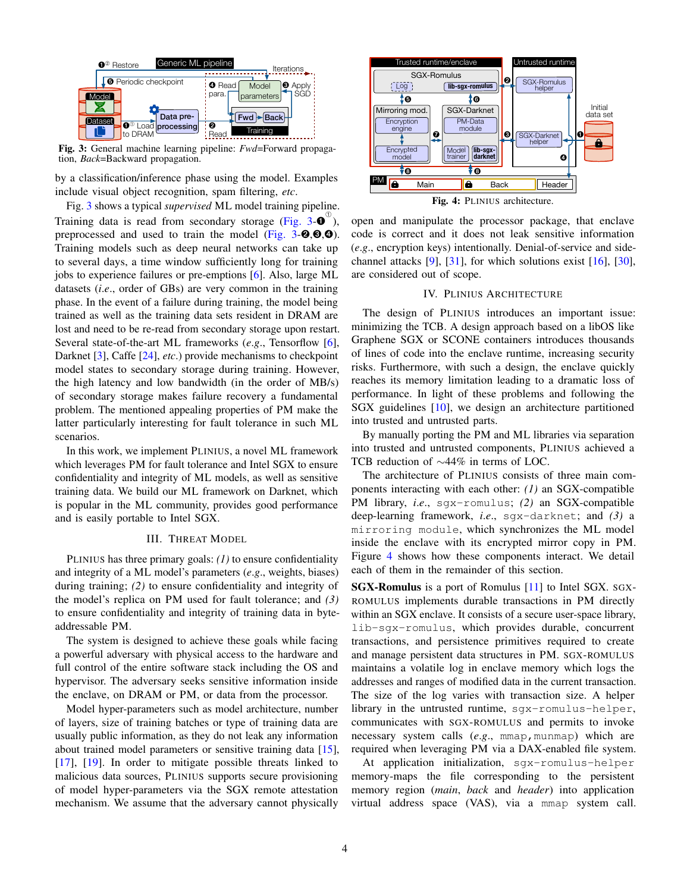Fig. 3: General machine learning pipeline: *Fwd*=Forward propagation, *Back*=Backward propagation.

by a classification/inference phase using the model. Examples include visual object recognition, spam filtering, *etc*.

Fig. 3 shows a typical *supervised* ML model training pipeline. Training data is read from secondary storage (Fig. 3-❶①), preprocessed and used to train the model (Fig. 3-❷,❸,❹). Training models such as deep neural networks can take up to several days, a time window sufficiently long for training jobs to experience failures or pre-emptions [6]. Also, large ML datasets (*i.e.*, order of GBs) are very common in the training phase. In the event of a failure during training, the model being trained as well as the training data sets resident in DRAM are lost and need to be re-read from secondary storage upon restart. Several state-of-the-art ML frameworks (*e.g.*, Tensorflow [6], Darknet [3], Caffe [24], *etc.*) provide mechanisms to checkpoint model states to secondary storage during training. However, the high latency and low bandwidth (in the order of MB/s) of secondary storage makes failure recovery a fundamental problem. The mentioned appealing properties of PM make the latter particularly interesting for fault tolerance in such ML scenarios.

In this work, we implement PLINIUS, a novel ML framework which leverages PM for fault tolerance and Intel SGX to ensure confidentiality and integrity of ML models, as well as sensitive training data. We build our ML framework on Darknet, which is popular in the ML community, provides good performance and is easily portable to Intel SGX.

## III. Threat Model

PLINIUS has three primary goals: *(1)* to ensure confidentiality and integrity of a ML model's parameters (*e.g.*, weights, biases) during training; *(2)* to ensure confidentiality and integrity of the model's replica on PM used for fault tolerance; and *(3)* to ensure confidentiality and integrity of training data in byte-addressable PM.

The system is designed to achieve these goals while facing a powerful adversary with physical access to the hardware and full control of the entire software stack including the OS and hypervisor. The adversary seeks sensitive information inside the enclave, on DRAM or PM, or data from the processor.

Model hyper-parameters such as model architecture, number of layers, size of training batches or type of training data are usually public information, as they do not leak any information about trained model parameters or sensitive training data [15], [17], [19]. In order to mitigate possible threats linked to malicious data sources, PLINIUS supports secure provisioning of model hyper-parameters via the SGX remote attestation mechanism. We assume that the adversary cannot physically open and manipulate the processor package, that enclave code is correct and it does not leak sensitive information (*e.g.*, encryption keys) intentionally. Denial-of-service and side-channel attacks [9], [31], for which solutions exist [16], [30], are considered out of scope.

Fig. 4: PLINIUS architecture.

## IV. Plinius Architecture

The design of PLINIUS introduces an important issue: minimizing the TCB. A design approach based on a libOS like Graphene SGX or SCONE containers introduces thousands of lines of code into the enclave runtime, increasing security risks. Furthermore, with such a design, the enclave quickly reaches its memory limitation leading to a dramatic loss of performance. In light of these problems and following the SGX guidelines [10], we design an architecture partitioned into trusted and untrusted parts.

By manually porting the PM and ML libraries via separation into trusted and untrusted components, PLINIUS achieved a TCB reduction of ∼44% in terms of LOC.

The architecture of PLINIUS consists of three main components interacting with each other: *(1)* an SGX-compatible PM library, *i.e.*, `sgx-romulus`; *(2)* an SGX-compatible deep-learning framework, *i.e.*, `sgx-darknet`; and *(3)* a `mirroring module`, which synchronizes the ML model inside the enclave with its encrypted mirror copy in PM. Figure 4 shows how these components interact. We detail each of them in the remainder of this section.

**SGX-Romulus** is a port of Romulus [11] to Intel SGX. SGX-ROMULUS implements durable transactions in PM directly within an SGX enclave. It consists of a secure user-space library, `lib-sgx-romulus`, which provides durable, concurrent transactions, and persistence primitives required to create and manage persistent data structures in PM. SGX-ROMULUS maintains a volatile log in enclave memory which logs the addresses and ranges of modified data in the current transaction. The size of the log varies with transaction size. A helper library in the untrusted runtime, `sgx-romulus-helper`, communicates with SGX-ROMULUS and permits to invoke necessary system calls (*e.g.*, `mmap,munmap`) which are required when leveraging PM via a DAX-enabled file system.

At application initialization, `sgx-romulus-helper` memory-maps the file corresponding to the persistent memory region (*main*, *back* and *header*) into application virtual address space (VAS), via a `mmap` system call.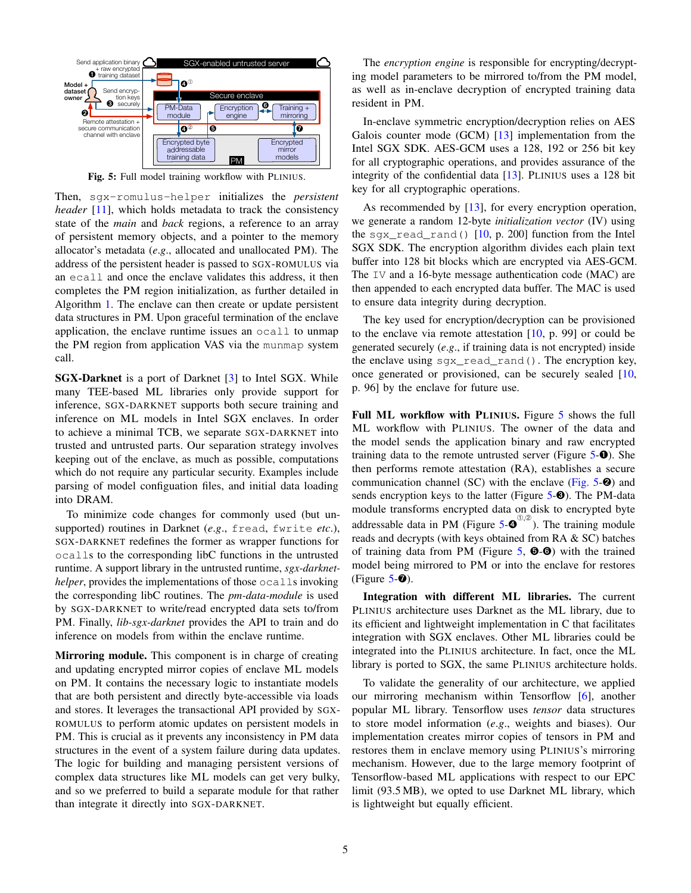Fig. 5: Full model training workflow with PLINIUS.

Then, `sgx-romulus-helper` initializes the *persistent header* [11], which holds metadata to track the consistency state of the *main* and *back* regions, a reference to an array of persistent memory objects, and a pointer to the persistent memory allocator's metadata (*e.g.*, allocated and unallocated PM). The address of the persistent header is passed to SGX-ROMULUS via an `ecall` and once the enclave validates this address, it then completes the PM region initialization, as further detailed in Algorithm 1. The enclave can then create or update persistent data structures in PM. Upon graceful termination of the enclave application, the enclave runtime issues an `ocall` to unmap the PM region from application VAS via the `munmap` system call.

**SGX-Darknet** is a port of Darknet [3] to Intel SGX. While many TEE-based ML libraries only provide support for inference, SGX-DARKNET supports both secure training and inference on ML models in Intel SGX enclaves. In order to achieve a minimal TCB, we separate SGX-DARKNET into trusted and untrusted parts. Our separation strategy involves keeping out of the enclave, as much as possible, computations which do not require any particular security. Examples include parsing of model configuation files, and initial data loading into DRAM.

To minimize code changes for commonly used (but unsupported) routines in Darknet (*e.g.*, `fread`, `fwrite` *etc.*), SGX-DARKNET redefines the former as wrapper functions for `ocalls` to the corresponding libC functions in the untrusted runtime. A support library in the untrusted runtime, *sgx-darknet-helper*, provides the implementations of those `ocalls` invoking the corresponding libC routines. The *pm-data-module* is used by SGX-DARKNET to write/read encrypted data sets to/from PM. Finally, *lib-sgx-darknet* provides the API to train and do inference on models from within the enclave runtime.

**Mirroring module.** This component is in charge of creating and updating encrypted mirror copies of enclave ML models on PM. It contains the necessary logic to instantiate models that are both persistent and directly byte-accessible via loads and stores. It leverages the transactional API provided by SGX-ROMULUS to perform atomic updates on persistent models in PM. This is crucial as it prevents any inconsistency in PM data structures in the event of a system failure during data updates. The logic for building and managing persistent versions of complex data structures like ML models can get very bulky, and so we preferred to build a separate module for that rather than integrate it directly into SGX-DARKNET.

The *encryption engine* is responsible for encrypting/decrypting model parameters to be mirrored to/from the PM model, as well as in-enclave decryption of encrypted training data resident in PM.

In-enclave symmetric encryption/decryption relies on AES Galois counter mode (GCM) [13] implementation from the Intel SGX SDK. AES-GCM uses a 128, 192 or 256 bit key for all cryptographic operations, and provides assurance of the integrity of the confidential data [13]. PLINIUS uses a 128 bit key for all cryptographic operations.

As recommended by [13], for every encryption operation, we generate a random 12-byte *initialization vector* (IV) using the `sgx_read_rand()` [10, p. 200] function from the Intel SGX SDK. The encryption algorithm divides each plain text buffer into 128 bit blocks which are encrypted via AES-GCM. The `IV` and a 16-byte message authentication code (MAC) are then appended to each encrypted data buffer. The MAC is used to ensure data integrity during decryption.

The key used for encryption/decryption can be provisioned to the enclave via remote attestation [10, p. 99] or could be generated securely (*e.g.*, if training data is not encrypted) inside the enclave using `sgx_read_rand()`. The encryption key, once generated or provisioned, can be securely sealed [10, p. 96] by the enclave for future use.

**Full ML workflow with PLINIUS.** Figure 5 shows the full ML workflow with PLINIUS. The owner of the data and the model sends the application binary and raw encrypted training data to the remote untrusted server (Figure 5-❶). She then performs remote attestation (RA), establishes a secure communication channel (SC) with the enclave (Fig. 5-❷) and sends encryption keys to the latter (Figure 5-❸). The PM-data module transforms encrypted data on disk to encrypted byte addressable data in PM (Figure 5-❹①,②). The training module reads and decrypts (with keys obtained from RA & SC) batches of training data from PM (Figure 5, ❺-❻) with the trained model being mirrored to PM or into the enclave for restores (Figure 5-❼).

**Integration with different ML libraries.** The current PLINIUS architecture uses Darknet as the ML library, due to its efficient and lightweight implementation in C that facilitates integration with SGX enclaves. Other ML libraries could be integrated into the PLINIUS architecture. In fact, once the ML library is ported to SGX, the same PLINIUS architecture holds.

To validate the generality of our architecture, we applied our mirroring mechanism within Tensorflow [6], another popular ML library. Tensorflow uses *tensor* data structures to store model information (*e.g.*, weights and biases). Our implementation creates mirror copies of tensors in PM and restores them in enclave memory using PLINIUS's mirroring mechanism. However, due to the large memory footprint of Tensorflow-based ML applications with respect to our EPC limit (93.5 MB), we opted to use Darknet ML library, which is lightweight but equally efficient.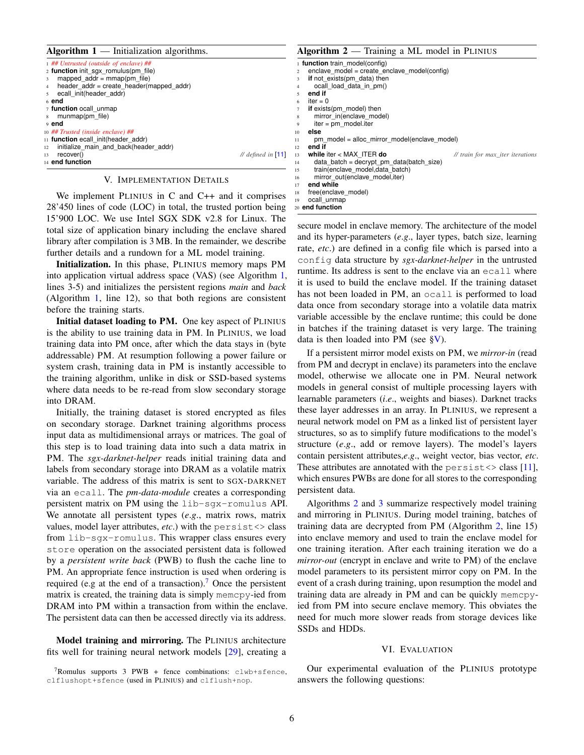**Algorithm 1** — Initialization algorithms.

```
1  ## Untrusted (outside of enclave) ##
2  function init_sgx_romulus(pm_file)
3    mapped_addr = mmap(pm_file)
4    header_addr = create_header(mapped_addr)
5    ecall_init(header_addr)
6  end
7  function ocall_unmap
8    munmap(pm_file)
9  end
10 ## Trusted (inside enclave) ##
11 function ecall_init(header_addr)
12   initialize_main_and_back(header_addr)
13   recover()                                   // defined in [11]
14 end function
```

## V. Implementation Details

We implement Plinius in C and C++ and it comprises 28'450 lines of code (LOC) in total, the trusted portion being 15'900 LOC. We use Intel SGX SDK v2.8 for Linux. The total size of application binary including the enclave shared library after compilation is 3 MB. In the remainder, we describe further details and a rundown for a ML model training.

**Initialization.** In this phase, Plinius memory maps PM into application virtual address space (VAS) (see Algorithm 1, lines 3-5) and initializes the persistent regions *main* and *back* (Algorithm 1, line 12), so that both regions are consistent before the training starts.

**Initial dataset loading to PM.** One key aspect of Plinius is the ability to use training data in PM. In Plinius, we load training data into PM once, after which the data stays in (byte addressable) PM. At resumption following a power failure or system crash, training data in PM is instantly accessible to the training algorithm, unlike in disk or SSD-based systems where data needs to be re-read from slow secondary storage into DRAM.

Initially, the training dataset is stored encrypted as files on secondary storage. Darknet training algorithms process input data as multidimensional arrays or matrices. The goal of this step is to load training data into such a data matrix in PM. The *sgx-darknet-helper* reads initial training data and labels from secondary storage into DRAM as a volatile matrix variable. The address of this matrix is sent to sgx-darknet via an `ecall`. The *pm-data-module* creates a corresponding persistent matrix on PM using the `lib-sgx-romulus` API. We annotate all persistent types (*e.g.*, matrix rows, matrix values, model layer attributes, *etc.*) with the `persist<>` class from `lib-sgx-romulus`. This wrapper class ensures every `store` operation on the associated persistent data is followed by a *persistent write back* (PWB) to flush the cache line to PM. An appropriate fence instruction is used when ordering is required (e.g at the end of a transaction).[7] Once the persistent matrix is created, the training data is simply `memcpy`-ied from DRAM into PM within a transaction from within the enclave. The persistent data can then be accessed directly via its address.

**Model training and mirroring.** The Plinius architecture fits well for training neural network models [29], creating a secure model in enclave memory. The architecture of the model and its hyper-parameters (*e.g.*, layer types, batch size, learning rate, *etc.*) are defined in a config file which is parsed into a `config` data structure by *sgx-darknet-helper* in the untrusted runtime. Its address is sent to the enclave via an `ecall` where it is used to build the enclave model. If the training dataset has not been loaded in PM, an `ocall` is performed to load data once from secondary storage into a volatile data matrix variable accessible by the enclave runtime; this could be done in batches if the training dataset is very large. The training data is then loaded into PM (see §V).

**Algorithm 2** — Training a ML model in Plinius

```
1  function train_model(config)
2    enclave_model = create_enclave_model(config)
3    if not_exists(pm_data) then
4      ocall_load_data_in_pm()
5    end if
6    iter = 0
7    if exists(pm_model) then
8      mirror_in(enclave_model)
9      iter = pm_model.iter
10   else
11     pm_model = alloc_mirror_model(enclave_model)
12   end if
13   while iter < MAX_ITER do          // train for max_iter iterations
14     data_batch = decrypt_pm_data(batch_size)
15     train(enclave_model,data_batch)
16     mirror_out(enclave_model,iter)
17   end while
18   free(enclave_model)
19   ocall_unmap
20 end function
```

If a persistent mirror model exists on PM, we *mirror-in* (read from PM and decrypt in enclave) its parameters into the enclave model, otherwise we allocate one in PM. Neural network models in general consist of multiple processing layers with learnable parameters (*i.e.*, weights and biases). Darknet tracks these layer addresses in an array. In Plinius, we represent a neural network model on PM as a linked list of persistent layer structures, so as to simplify future modifications to the model's structure (*e.g.*, add or remove layers). The model's layers contain persistent attributes,*e.g.*, weight vector, bias vector, *etc.* These attributes are annotated with the `persist<>` class [11], which ensures PWBs are done for all stores to the corresponding persistent data.

Algorithms 2 and 3 summarize respectively model training and mirroring in Plinius. During model training, batches of training data are decrypted from PM (Algorithm 2, line 15) into enclave memory and used to train the enclave model for one training iteration. After each training iteration we do a *mirror-out* (encrypt in enclave and write to PM) of the enclave model parameters to its persistent mirror copy on PM. In the event of a crash during training, upon resumption the model and training data are already in PM and can be quickly `memcpy`-ied from PM into secure enclave memory. This obviates the need for much more slower reads from storage devices like SSDs and HDDs.

## VI. Evaluation

Our experimental evaluation of the Plinius prototype answers the following questions:

[7] Romulus supports 3 PWB + fence combinations: `clwb+sfence`, `clflushopt+sfence` (used in Plinius) and `clflush+nop`.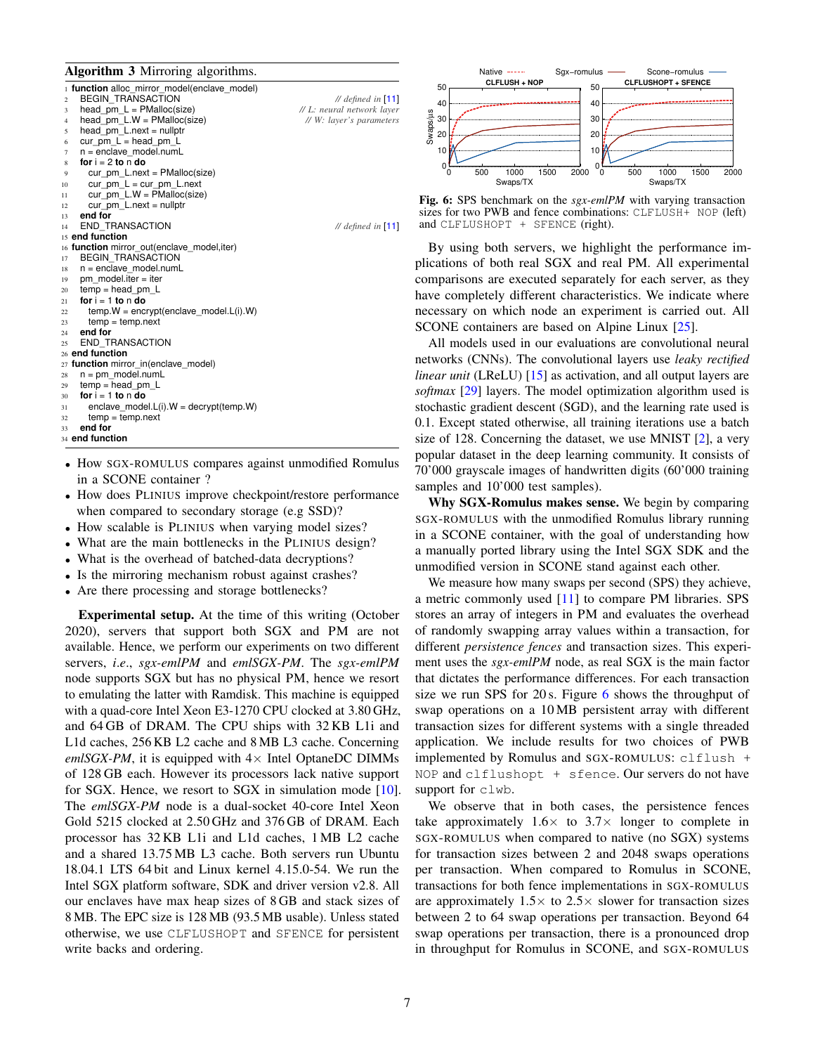**Algorithm 3** Mirroring algorithms.

```
1  function alloc_mirror_model(enclave_model)
2    BEGIN_TRANSACTION                                  // defined in [11]
3    head_pm_L = PMalloc(size)                          // L: neural network layer
4    head_pm_L.W = PMalloc(size)                        // W: layer's parameters
5    head_pm_L.next = nullptr
6    cur_pm_L = head_pm_L
7    n = enclave_model.numL
8    for i = 2 to n do
9      cur_pm_L.next = PMalloc(size)
10     cur_pm_L = cur_pm_L.next
11     cur_pm_L.W = PMalloc(size)
12     cur_pm_L.next = nullptr
13   end for
14   END_TRANSACTION                                    // defined in [11]
15 end function
16 function mirror_out(enclave_model,iter)
17   BEGIN_TRANSACTION
18   n = enclave_model.numL
19   pm_model.iter = iter
20   temp = head_pm_L
21   for i = 1 to n do
22     temp.W = encrypt(enclave_model.L(i).W)
23     temp = temp.next
24   end for
25   END_TRANSACTION
26 end function
27 function mirror_in(enclave_model)
28   n = pm_model.numL
29   temp = head_pm_L
30   for i = 1 to n do
31     enclave_model.L(i).W = decrypt(temp.W)
32     temp = temp.next
33   end for
34 end function
```

- How SGX-ROMULUS compares against unmodified Romulus in a SCONE container ?
- How does PLINIUS improve checkpoint/restore performance when compared to secondary storage (e.g SSD)?
- How scalable is PLINIUS when varying model sizes?
- What are the main bottlenecks in the PLINIUS design?
- What is the overhead of batched-data decryptions?
- Is the mirroring mechanism robust against crashes?
- Are there processing and storage bottlenecks?

**Experimental setup.** At the time of this writing (October 2020), servers that support both SGX and PM are not available. Hence, we perform our experiments on two different servers, *i.e.*, *sgx-emlPM* and *emlSGX-PM*. The *sgx-emlPM* node supports SGX but has no physical PM, hence we resort to emulating the latter with Ramdisk. This machine is equipped with a quad-core Intel Xeon E3-1270 CPU clocked at 3.80 GHz, and 64 GB of DRAM. The CPU ships with 32 KB L1i and L1d caches, 256 KB L2 cache and 8 MB L3 cache. Concerning *emlSGX-PM*, it is equipped with 4× Intel OptaneDC DIMMs of 128 GB each. However its processors lack native support for SGX. Hence, we resort to SGX in simulation mode [10]. The *emlSGX-PM* node is a dual-socket 40-core Intel Xeon Gold 5215 clocked at 2.50 GHz and 376 GB of DRAM. Each processor has 32 KB L1i and L1d caches, 1 MB L2 cache and a shared 13.75 MB L3 cache. Both servers run Ubuntu 18.04.1 LTS 64 bit and Linux kernel 4.15.0-54. We run the Intel SGX platform software, SDK and driver version v2.8. All our enclaves have max heap sizes of 8 GB and stack sizes of 8 MB. The EPC size is 128 MB (93.5 MB usable). Unless stated otherwise, we use CLFLUSHOPT and SFENCE for persistent write backs and ordering.

**Fig. 6:** SPS benchmark on the *sgx-emlPM* with varying transaction sizes for two PWB and fence combinations: CLFLUSH+ NOP (left) and CLFLUSHOPT + SFENCE (right).

By using both servers, we highlight the performance implications of both real SGX and real PM. All experimental comparisons are executed separately for each server, as they have completely different characteristics. We indicate where necessary on which node an experiment is carried out. All SCONE containers are based on Alpine Linux [25].

All models used in our evaluations are convolutional neural networks (CNNs). The convolutional layers use *leaky rectified linear unit* (LReLU) [15] as activation, and all output layers are *softmax* [29] layers. The model optimization algorithm used is stochastic gradient descent (SGD), and the learning rate used is 0.1. Except stated otherwise, all training iterations use a batch size of 128. Concerning the dataset, we use MNIST [2], a very popular dataset in the deep learning community. It consists of 70'000 grayscale images of handwritten digits (60'000 training samples and 10'000 test samples).

**Why SGX-Romulus makes sense.** We begin by comparing SGX-ROMULUS with the unmodified Romulus library running in a SCONE container, with the goal of understanding how a manually ported library using the Intel SGX SDK and the unmodified version in SCONE stand against each other.

We measure how many swaps per second (SPS) they achieve, a metric commonly used [11] to compare PM libraries. SPS stores an array of integers in PM and evaluates the overhead of randomly swapping array values within a transaction, for different *persistence fences* and transaction sizes. This experiment uses the *sgx-emlPM* node, as real SGX is the main factor that dictates the performance differences. For each transaction size we run SPS for 20 s. Figure 6 shows the throughput of swap operations on a 10 MB persistent array with different transaction sizes for different systems with a single threaded application. We include results for two choices of PWB implemented by Romulus and SGX-ROMULUS: clflush + NOP and clflushopt + sfence. Our servers do not have support for clwb.

We observe that in both cases, the persistence fences take approximately 1.6× to 3.7× longer to complete in SGX-ROMULUS when compared to native (no SGX) systems for transaction sizes between 2 and 2048 swaps operations per transaction. When compared to Romulus in SCONE, transactions for both fence implementations in SGX-ROMULUS are approximately 1.5× to 2.5× slower for transaction sizes between 2 to 64 swap operations per transaction. Beyond 64 swap operations per transaction, there is a pronounced drop in throughput for Romulus in SCONE, and SGX-ROMULUS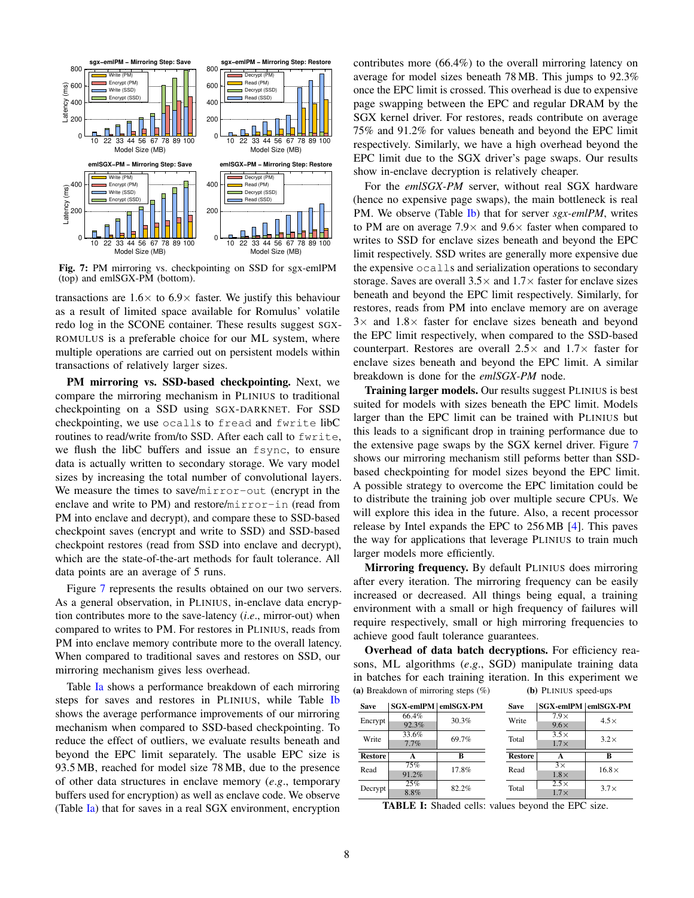**Fig. 7:** PM mirroring vs. checkpointing on SSD for sgx-emlPM (top) and emlSGX-PM (bottom).

transactions are 1.6× to 6.9× faster. We justify this behaviour as a result of limited space available for Romulus' volatile redo log in the SCONE container. These results suggest SGX-ROMULUS is a preferable choice for our ML system, where multiple operations are carried out on persistent models within transactions of relatively larger sizes.

**PM mirroring vs. SSD-based checkpointing.** Next, we compare the mirroring mechanism in PLINIUS to traditional checkpointing on a SSD using SGX-DARKNET. For SSD checkpointing, we use `ocalls` to `fread` and `fwrite` libC routines to read/write from/to SSD. After each call to `fwrite`, we flush the libC buffers and issue an `fsync`, to ensure data is actually written to secondary storage. We vary model sizes by increasing the total number of convolutional layers. We measure the times to save/`mirror-out` (encrypt in the enclave and write to PM) and restore/`mirror-in` (read from PM into enclave and decrypt), and compare these to SSD-based checkpoint saves (encrypt and write to SSD) and SSD-based checkpoint restores (read from SSD into enclave and decrypt), which are the state-of-the-art methods for fault tolerance. All data points are an average of 5 runs.

Figure 7 represents the results obtained on our two servers. As a general observation, in PLINIUS, in-enclave data encryption contributes more to the save-latency (*i.e*., mirror-out) when compared to writes to PM. For restores in PLINIUS, reads from PM into enclave memory contribute more to the overall latency. When compared to traditional saves and restores on SSD, our mirroring mechanism gives less overhead.

Table Ia shows a performance breakdown of each mirroring steps for saves and restores in PLINIUS, while Table Ib shows the average performance improvements of our mirroring mechanism when compared to SSD-based checkpointing. To reduce the effect of outliers, we evaluate results beneath and beyond the EPC limit separately. The usable EPC size is 93.5 MB, reached for model size 78 MB, due to the presence of other data structures in enclave memory (*e.g*., temporary buffers used for encryption) as well as enclave code. We observe (Table Ia) that for saves in a real SGX environment, encryption contributes more (66.4%) to the overall mirroring latency on average for model sizes beneath 78 MB. This jumps to 92.3% once the EPC limit is crossed. This overhead is due to expensive page swapping between the EPC and regular DRAM by the SGX kernel driver. For restores, reads contribute on average 75% and 91.2% for values beneath and beyond the EPC limit respectively. Similarly, we have a high overhead beyond the EPC limit due to the SGX driver's page swaps. Our results show in-enclave decryption is relatively cheaper.

For the *emlSGX-PM* server, without real SGX hardware (hence no expensive page swaps), the main bottleneck is real PM. We observe (Table Ib) that for server *sgx-emlPM*, writes to PM are on average 7.9× and 9.6× faster when compared to writes to SSD for enclave sizes beneath and beyond the EPC limit respectively. SSD writes are generally more expensive due the expensive `ocalls` and serialization operations to secondary storage. Saves are overall 3.5× and 1.7× faster for enclave sizes beneath and beyond the EPC limit respectively. Similarly, for restores, reads from PM into enclave memory are on average 3× and 1.8× faster for enclave sizes beneath and beyond the EPC limit respectively, when compared to the SSD-based counterpart. Restores are overall 2.5× and 1.7× faster for enclave sizes beneath and beyond the EPC limit. A similar breakdown is done for the *emlSGX-PM* node.

**Training larger models.** Our results suggest PLINIUS is best suited for models with sizes beneath the EPC limit. Models larger than the EPC limit can be trained with PLINIUS but this leads to a significant drop in training performance due to the extensive page swaps by the SGX kernel driver. Figure 7 shows our mirroring mechanism still peforms better than SSD-based checkpointing for model sizes beyond the EPC limit. A possible strategy to overcome the EPC limitation could be to distribute the training job over multiple secure CPUs. We will explore this idea in the future. Also, a recent processor release by Intel expands the EPC to 256 MB [4]. This paves the way for applications that leverage PLINIUS to train much larger models more efficiently.

**Mirroring frequency.** By default PLINIUS does mirroring after every iteration. The mirroring frequency can be easily increased or decreased. All things being equal, a training environment with a small or high frequency of failures will require respectively, small or high mirroring frequencies to achieve good fault tolerance guarantees.

**Overhead of data batch decryptions.** For efficiency reasons, ML algorithms (*e.g*., SGD) manipulate training data in batches for each training iteration. In this experiment we

**(a)** Breakdown of mirroring steps (%)

| Save | SGX-emlPM | emlSGX-PM |
|---|---|---|
| Encrypt | 66.4% / 92.3% | 30.3% |
| Write | 33.6% / 7.7% | 69.7% |
| **Restore** | **A** | **B** |
| Read | 75% / 91.2% | 17.8% |
| Decrypt | 25% / 8.8% | 82.2% |

**(b)** PLINIUS speed-ups

| Save | SGX-emlPM | emlSGX-PM |
|---|---|---|
| Write | 7.9× / 9.6× | 4.5× |
| Total | 3.5× / 1.7× | 3.2× |
| **Restore** | **A** | **B** |
| Read | 3× / 1.8× | 16.8× |
| Total | 2.5× / 1.7× | 3.7× |

**TABLE I:** Shaded cells: values beyond the EPC size.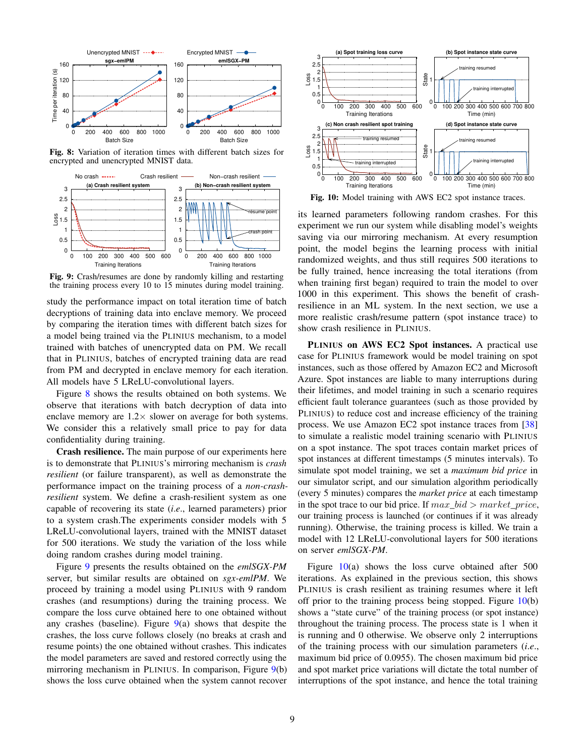Fig. 8: Variation of iteration times with different batch sizes for encrypted and unencrypted MNIST data.

Fig. 9: Crash/resumes are done by randomly killing and restarting the training process every 10 to 15 minutes during model training.

study the performance impact on total iteration time of batch decryptions of training data into enclave memory. We proceed by comparing the iteration times with different batch sizes for a model being trained via the PLINIUS mechanism, to a model trained with batches of unencrypted data on PM. We recall that in PLINIUS, batches of encrypted training data are read from PM and decrypted in enclave memory for each iteration. All models have 5 LReLU-convolutional layers.

Figure 8 shows the results obtained on both systems. We observe that iterations with batch decryption of data into enclave memory are 1.2× slower on average for both systems. We consider this a relatively small price to pay for data confidentiality during training.

**Crash resilience.** The main purpose of our experiments here is to demonstrate that PLINIUS's mirroring mechanism is *crash resilient* (or failure transparent), as well as demonstrate the performance impact on the training process of a *non-crash-resilient* system. We define a crash-resilient system as one capable of recovering its state (*i.e*., learned parameters) prior to a system crash.The experiments consider models with 5 LReLU-convolutional layers, trained with the MNIST dataset for 500 iterations. We study the variation of the loss while doing random crashes during model training.

Figure 9 presents the results obtained on the *emlSGX-PM* server, but similar results are obtained on *sgx-emlPM*. We proceed by training a model using PLINIUS with 9 random crashes (and resumptions) during the training process. We compare the loss curve obtained here to one obtained without any crashes (baseline). Figure 9(a) shows that despite the crashes, the loss curve follows closely (no breaks at crash and resume points) the one obtained without crashes. This indicates the model parameters are saved and restored correctly using the mirroring mechanism in PLINIUS. In comparison, Figure 9(b) shows the loss curve obtained when the system cannot recover its learned parameters following random crashes. For this experiment we run our system while disabling model's weights saving via our mirroring mechanism. At every resumption point, the model begins the learning process with initial randomized weights, and thus still requires 500 iterations to be fully trained, hence increasing the total iterations (from when training first began) required to train the model to over 1000 in this experiment. This shows the benefit of crash-resilience in an ML system. In the next section, we use a more realistic crash/resume pattern (spot instance trace) to show crash resilience in PLINIUS.

Fig. 10: Model training with AWS EC2 spot instance traces.

**PLINIUS on AWS EC2 Spot instances.** A practical use case for PLINIUS framework would be model training on spot instances, such as those offered by Amazon EC2 and Microsoft Azure. Spot instances are liable to many interruptions during their lifetimes, and model training in such a scenario requires efficient fault tolerance guarantees (such as those provided by PLINIUS) to reduce cost and increase efficiency of the training process. We use Amazon EC2 spot instance traces from [38] to simulate a realistic model training scenario with PLINIUS on a spot instance. The spot traces contain market prices of spot instances at different timestamps (5 minutes intervals). To simulate spot model training, we set a *maximum bid price* in our simulator script, and our simulation algorithm periodically (every 5 minutes) compares the *market price* at each timestamp in the spot trace to our bid price. If $max\_bid > market\_price$, our training process is launched (or continues if it was already running). Otherwise, the training process is killed. We train a model with 12 LReLU-convolutional layers for 500 iterations on server *emlSGX-PM*.

Figure 10(a) shows the loss curve obtained after 500 iterations. As explained in the previous section, this shows PLINIUS is crash resilient as training resumes where it left off prior to the training process being stopped. Figure 10(b) shows a "state curve" of the training process (or spot instance) throughout the training process. The process state is 1 when it is running and 0 otherwise. We observe only 2 interruptions of the training process with our simulation parameters (*i.e*., maximum bid price of 0.0955). The chosen maximum bid price and spot market price variations will dictate the total number of interruptions of the spot instance, and hence the total training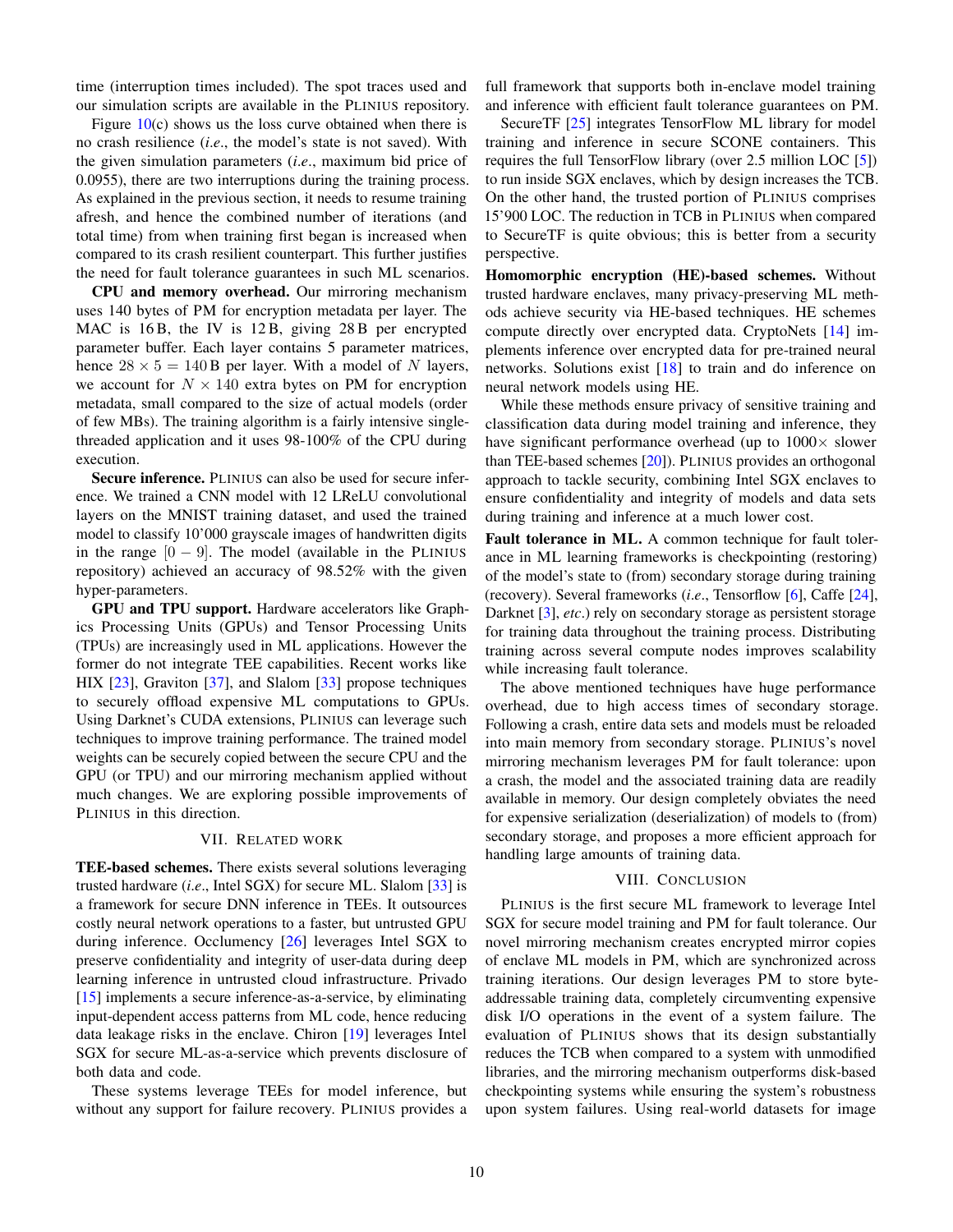time (interruption times included). The spot traces used and our simulation scripts are available in the PLINIUS repository.

Figure 10(c) shows us the loss curve obtained when there is no crash resilience (*i.e*., the model's state is not saved). With the given simulation parameters (*i.e*., maximum bid price of 0.0955), there are two interruptions during the training process. As explained in the previous section, it needs to resume training afresh, and hence the combined number of iterations (and total time) from when training first began is increased when compared to its crash resilient counterpart. This further justifies the need for fault tolerance guarantees in such ML scenarios.

**CPU and memory overhead.** Our mirroring mechanism uses 140 bytes of PM for encryption metadata per layer. The MAC is 16 B, the IV is 12 B, giving 28 B per encrypted parameter buffer. Each layer contains 5 parameter matrices, hence $28 \times 5 = 140$ B per layer. With a model of $N$ layers, we account for $N \times 140$ extra bytes on PM for encryption metadata, small compared to the size of actual models (order of few MBs). The training algorithm is a fairly intensive single-threaded application and it uses 98-100% of the CPU during execution.

**Secure inference.** PLINIUS can also be used for secure inference. We trained a CNN model with 12 LReLU convolutional layers on the MNIST training dataset, and used the trained model to classify 10'000 grayscale images of handwritten digits in the range $[0-9]$. The model (available in the PLINIUS repository) achieved an accuracy of 98.52% with the given hyper-parameters.

**GPU and TPU support.** Hardware accelerators like Graphics Processing Units (GPUs) and Tensor Processing Units (TPUs) are increasingly used in ML applications. However the former do not integrate TEE capabilities. Recent works like HIX [23], Graviton [37], and Slalom [33] propose techniques to securely offload expensive ML computations to GPUs. Using Darknet's CUDA extensions, PLINIUS can leverage such techniques to improve training performance. The trained model weights can be securely copied between the secure CPU and the GPU (or TPU) and our mirroring mechanism applied without much changes. We are exploring possible improvements of PLINIUS in this direction.

## VII. Related work

**TEE-based schemes.** There exists several solutions leveraging trusted hardware (*i.e*., Intel SGX) for secure ML. Slalom [33] is a framework for secure DNN inference in TEEs. It outsources costly neural network operations to a faster, but untrusted GPU during inference. Occlumency [26] leverages Intel SGX to preserve confidentiality and integrity of user-data during deep learning inference in untrusted cloud infrastructure. Privado [15] implements a secure inference-as-a-service, by eliminating input-dependent access patterns from ML code, hence reducing data leakage risks in the enclave. Chiron [19] leverages Intel SGX for secure ML-as-a-service which prevents disclosure of both data and code.

These systems leverage TEEs for model inference, but without any support for failure recovery. PLINIUS provides a full framework that supports both in-enclave model training and inference with efficient fault tolerance guarantees on PM.

SecureTF [25] integrates TensorFlow ML library for model training and inference in secure SCONE containers. This requires the full TensorFlow library (over 2.5 million LOC [5]) to run inside SGX enclaves, which by design increases the TCB. On the other hand, the trusted portion of PLINIUS comprises 15'900 LOC. The reduction in TCB in PLINIUS when compared to SecureTF is quite obvious; this is better from a security perspective.

**Homomorphic encryption (HE)-based schemes.** Without trusted hardware enclaves, many privacy-preserving ML methods achieve security via HE-based techniques. HE schemes compute directly over encrypted data. CryptoNets [14] implements inference over encrypted data for pre-trained neural networks. Solutions exist [18] to train and do inference on neural network models using HE.

While these methods ensure privacy of sensitive training and classification data during model training and inference, they have significant performance overhead (up to 1000× slower than TEE-based schemes [20]). PLINIUS provides an orthogonal approach to tackle security, combining Intel SGX enclaves to ensure confidentiality and integrity of models and data sets during training and inference at a much lower cost.

**Fault tolerance in ML.** A common technique for fault tolerance in ML learning frameworks is checkpointing (restoring) of the model's state to (from) secondary storage during training (recovery). Several frameworks (*i.e*., Tensorflow [6], Caffe [24], Darknet [3], *etc*.) rely on secondary storage as persistent storage for training data throughout the training process. Distributing training across several compute nodes improves scalability while increasing fault tolerance.

The above mentioned techniques have huge performance overhead, due to high access times of secondary storage. Following a crash, entire data sets and models must be reloaded into main memory from secondary storage. PLINIUS's novel mirroring mechanism leverages PM for fault tolerance: upon a crash, the model and the associated training data are readily available in memory. Our design completely obviates the need for expensive serialization (deserialization) of models to (from) secondary storage, and proposes a more efficient approach for handling large amounts of training data.

## VIII. Conclusion

PLINIUS is the first secure ML framework to leverage Intel SGX for secure model training and PM for fault tolerance. Our novel mirroring mechanism creates encrypted mirror copies of enclave ML models in PM, which are synchronized across training iterations. Our design leverages PM to store byte-addressable training data, completely circumventing expensive disk I/O operations in the event of a system failure. The evaluation of PLINIUS shows that its design substantially reduces the TCB when compared to a system with unmodified libraries, and the mirroring mechanism outperforms disk-based checkpointing systems while ensuring the system's robustness upon system failures. Using real-world datasets for image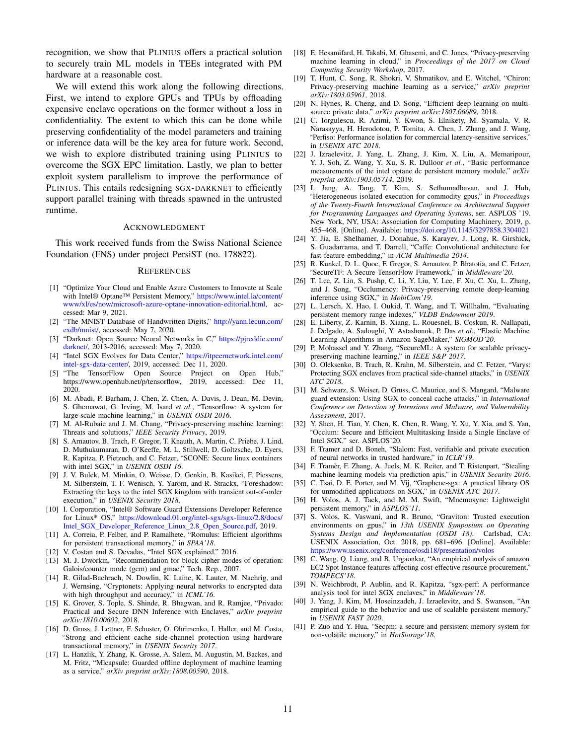recognition, we show that PLINIUS offers a practical solution to securely train ML models in TEEs integrated with PM hardware at a reasonable cost.

We will extend this work along the following directions. First, we intend to explore GPUs and TPUs by offloading expensive enclave operations on the former without a loss in confidentiality. The extent to which this can be done while preserving confidentiality of the model parameters and training or inference data will be the key area for future work. Second, we wish to explore distributed training using PLINIUS to overcome the SGX EPC limitation. Lastly, we plan to better exploit system parallelism to improve the performance of PLINIUS. This entails redesigning SGX-DARKNET to efficiently support parallel training with threads spawned in the untrusted runtime.

## ACKNOWLEDGMENT

This work received funds from the Swiss National Science Foundation (FNS) under project PersiST (no. 178822).

## REFERENCES

[1] "Optimize Your Cloud and Enable Azure Customers to Innovate at Scale with Intel® Optane™ Persistent Memory," https://www.intel.la/content/www/xl/es/now/microsoft-azure-optane-innovation-editorial.html, accessed: Mar 9, 2021.

[2] "The MNIST Database of Handwritten Digits," http://yann.lecun.com/exdb/mnist/, accessed: May 7, 2020.

[3] "Darknet: Open Source Neural Networks in C," https://pjreddie.com/darknet/, 2013-2016, accessed: May 7, 2020.

[4] "Intel SGX Evolves for Data Center," https://itpeernetwork.intel.com/intel-sgx-data-center/, 2019, accessed: Dec 11, 2020.

[5] "The TensorFlow Open Source Project on Open Hub," https://www.openhub.net/p/tensorflow, 2019, accessed: Dec 11, 2020.

[6] M. Abadi, P. Barham, J. Chen, Z. Chen, A. Davis, J. Dean, M. Devin, S. Ghemawat, G. Irving, M. Isard *et al.*, "Tensorflow: A system for large-scale machine learning," in *USENIX OSDI 2016*.

[7] M. Al-Rubaie and J. M. Chang, "Privacy-preserving machine learning: Threats and solutions," *IEEE Security Privacy*, 2019.

[8] S. Arnautov, B. Trach, F. Gregor, T. Knauth, A. Martin, C. Priebe, J. Lind, D. Muthukumaran, D. O'Keeffe, M. L. Stillwell, D. Goltzsche, D. Eyers, R. Kapitza, P. Pietzuch, and C. Fetzer, "SCONE: Secure linux containers with intel SGX," in *USENIX OSDI 16*.

[9] J. V. Bulck, M. Minkin, O. Weisse, D. Genkin, B. Kasikci, F. Piessens, M. Silberstein, T. F. Wenisch, Y. Yarom, and R. Strackx, "Foreshadow: Extracting the keys to the intel SGX kingdom with transient out-of-order execution," in *USENIX Security 2018*.

[10] I. Corporation, "Intel® Software Guard Extensions Developer Reference for Linux* OS," https://download.01.org/intel-sgx/sgx-linux/2.8/docs/Intel_SGX_Developer_Reference_Linux_2.8_Open_Source.pdf, 2019.

[11] A. Correia, P. Felber, and P. Ramalhete, "Romulus: Efficient algorithms for persistent transactional memory," in *SPAA'18*.

[12] V. Costan and S. Devadas, "Intel SGX explained," 2016.

[13] M. J. Dworkin, "Recommendation for block cipher modes of operation: Galois/counter mode (gcm) and gmac," Tech. Rep., 2007.

[14] R. Gilad-Bachrach, N. Dowlin, K. Laine, K. Lauter, M. Naehrig, and J. Wernsing, "Cryptonets: Applying neural networks to encrypted data with high throughput and accuracy," in *ICML'16*.

[15] K. Grover, S. Tople, S. Shinde, R. Bhagwan, and R. Ramjee, "Privado: Practical and Secure DNN Inference with Enclaves," *arXiv preprint arXiv:1810.00602*, 2018.

[16] D. Gruss, J. Lettner, F. Schuster, O. Ohrimenko, I. Haller, and M. Costa, "Strong and efficient cache side-channel protection using hardware transactional memory," in *USENIX Security 2017*.

[17] L. Hanzlik, Y. Zhang, K. Grosse, A. Salem, M. Augustin, M. Backes, and M. Fritz, "Mlcapsule: Guarded offline deployment of machine learning as a service," *arXiv preprint arXiv:1808.00590*, 2018.

[18] E. Hesamifard, H. Takabi, M. Ghasemi, and C. Jones, "Privacy-preserving machine learning in cloud," in *Proceedings of the 2017 on Cloud Computing Security Workshop*, 2017.

[19] T. Hunt, C. Song, R. Shokri, V. Shmatikov, and E. Witchel, "Chiron: Privacy-preserving machine learning as a service," *arXiv preprint arXiv:1803.05961*, 2018.

[20] N. Hynes, R. Cheng, and D. Song, "Efficient deep learning on multi-source private data," *arXiv preprint arXiv:1807.06689*, 2018.

[21] C. Iorgulescu, R. Azimi, Y. Kwon, S. Elnikety, M. Syamala, V. R. Narasayya, H. Herodotou, P. Tomita, A. Chen, J. Zhang, and J. Wang, "Perfiso: Performance isolation for commercial latency-sensitive services," in *USENIX ATC 2018*.

[22] J. Izraelevitz, J. Yang, L. Zhang, J. Kim, X. Liu, A. Memaripour, Y. J. Soh, Z. Wang, Y. Xu, S. R. Dulloor *et al.*, "Basic performance measurements of the intel optane dc persistent memory module," *arXiv preprint arXiv:1903.05714*, 2019.

[23] I. Jang, A. Tang, T. Kim, S. Sethumadhavan, and J. Huh, "Heterogeneous isolated execution for commodity gpus," in *Proceedings of the Twenty-Fourth International Conference on Architectural Support for Programming Languages and Operating Systems*, ser. ASPLOS '19. New York, NY, USA: Association for Computing Machinery, 2019, p. 455–468. [Online]. Available: https://doi.org/10.1145/3297858.3304021

[24] Y. Jia, E. Shelhamer, J. Donahue, S. Karayev, J. Long, R. Girshick, S. Guadarrama, and T. Darrell, "Caffe: Convolutional architecture for fast feature embedding," in *ACM Multimedia 2014*.

[25] R. Kunkel, D. L. Quoc, F. Gregor, S. Arnautov, P. Bhatotia, and C. Fetzer, "SecureTF: A Secure TensorFlow Framework," in *Middleware'20*.

[26] T. Lee, Z. Lin, S. Pushp, C. Li, Y. Liu, Y. Lee, F. Xu, C. Xu, L. Zhang, and J. Song, "Occlumency: Privacy-preserving remote deep-learning inference using SGX," in *MobiCom'19*.

[27] L. Lersch, X. Hao, I. Oukid, T. Wang, and T. Willhalm, "Evaluating persistent memory range indexes," *VLDB Endowment 2019*.

[28] E. Liberty, Z. Karnin, B. Xiang, L. Rouesnel, B. Coskun, R. Nallapati, J. Delgado, A. Sadoughi, Y. Astashonok, P. Das *et al.*, "Elastic Machine Learning Algorithms in Amazon SageMaker," *SIGMOD'20*.

[29] P. Mohassel and Y. Zhang, "SecureML: A system for scalable privacy-preserving machine learning," in *IEEE S&P 2017*.

[30] O. Oleksenko, B. Trach, R. Krahn, M. Silberstein, and C. Fetzer, "Varys: Protecting SGX enclaves from practical side-channel attacks," in *USENIX ATC 2018*.

[31] M. Schwarz, S. Weiser, D. Gruss, C. Maurice, and S. Mangard, "Malware guard extension: Using SGX to conceal cache attacks," in *International Conference on Detection of Intrusions and Malware, and Vulnerability Assessment*, 2017.

[32] Y. Shen, H. Tian, Y. Chen, K. Chen, R. Wang, Y. Xu, Y. Xia, and S. Yan, "Occlum: Secure and Efficient Multitasking Inside a Single Enclave of Intel SGX," ser. ASPLOS'20.

[33] F. Tramer and D. Boneh, "Slalom: Fast, verifiable and private execution of neural networks in trusted hardware," in *ICLR'19*.

[34] F. Tramèr, F. Zhang, A. Juels, M. K. Reiter, and T. Ristenpart, "Stealing machine learning models via prediction apis," in *USENIX Security 2016*.

[35] C. Tsai, D. E. Porter, and M. Vij, "Graphene-sgx: A practical library OS for unmodified applications on SGX," in *USENIX ATC 2017*.

[36] H. Volos, A. J. Tack, and M. M. Swift, "Mnemosyne: Lightweight persistent memory," in *ASPLOS'11*.

[37] S. Volos, K. Vaswani, and R. Bruno, "Graviton: Trusted execution environments on gpus," in *13th USENIX Symposium on Operating Systems Design and Implementation (OSDI 18)*. Carlsbad, CA: USENIX Association, Oct. 2018, pp. 681–696. [Online]. Available: https://www.usenix.org/conference/osdi18/presentation/volos

[38] C. Wang, Q. Liang, and B. Urgaonkar, "An empirical analysis of amazon EC2 Spot Instance features affecting cost-effective resource procurement," *TOMPECS'18*.

[39] N. Weichbrodt, P. Aublin, and R. Kapitza, "sgx-perf: A performance analysis tool for intel SGX enclaves," in *Middleware'18*.

[40] J. Yang, J. Kim, M. Hoseinzadeh, J. Izraelevitz, and S. Swanson, "An empirical guide to the behavior and use of scalable persistent memory," in *USENIX FAST 2020*.

[41] P. Zuo and Y. Hua, "Secpm: a secure and persistent memory system for non-volatile memory," in *HotStorage'18*.